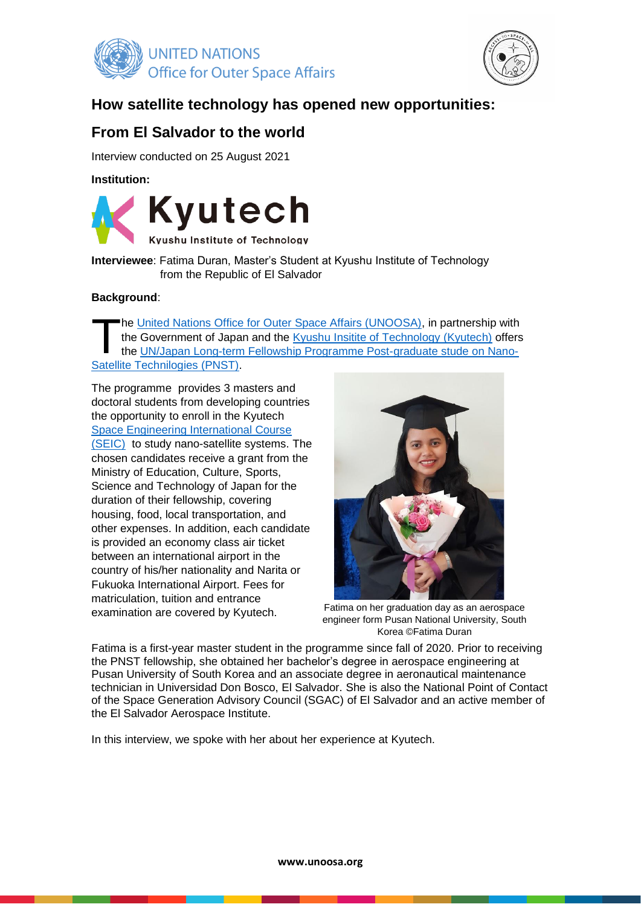UNITED NATIONS
Office for Outer Space Affairs

## How satellite technology has opened new opportunities:

## From El Salvador to the world

Interview conducted on 25 August 2021

**Institution:**

Kyutech
Kyushu Institute of Technology

**Interviewee**: Fatima Duran, Master's Student at Kyushu Institute of Technology from the Republic of El Salvador

**Background**:

The United Nations Office for Outer Space Affairs (UNOOSA), in partnership with the Government of Japan and the Kyushu Insitite of Technology (Kyutech) offers the UN/Japan Long-term Fellowship Programme Post-graduate stude on Nano-Satellite Technilogies (PNST).

The programme provides 3 masters and doctoral students from developing countries the opportunity to enroll in the Kyutech Space Engineering International Course (SEIC) to study nano-satellite systems. The chosen candidates receive a grant from the Ministry of Education, Culture, Sports, Science and Technology of Japan for the duration of their fellowship, covering housing, food, local transportation, and other expenses. In addition, each candidate is provided an economy class air ticket between an international airport in the country of his/her nationality and Narita or Fukuoka International Airport. Fees for matriculation, tuition and entrance examination are covered by Kyutech.

Fatima on her graduation day as an aerospace engineer form Pusan National University, South Korea ©Fatima Duran

Fatima is a first-year master student in the programme since fall of 2020. Prior to receiving the PNST fellowship, she obtained her bachelor's degree in aerospace engineering at Pusan University of South Korea and an associate degree in aeronautical maintenance technician in Universidad Don Bosco, El Salvador. She is also the National Point of Contact of the Space Generation Advisory Council (SGAC) of El Salvador and an active member of the El Salvador Aerospace Institute.

In this interview, we spoke with her about her experience at Kyutech.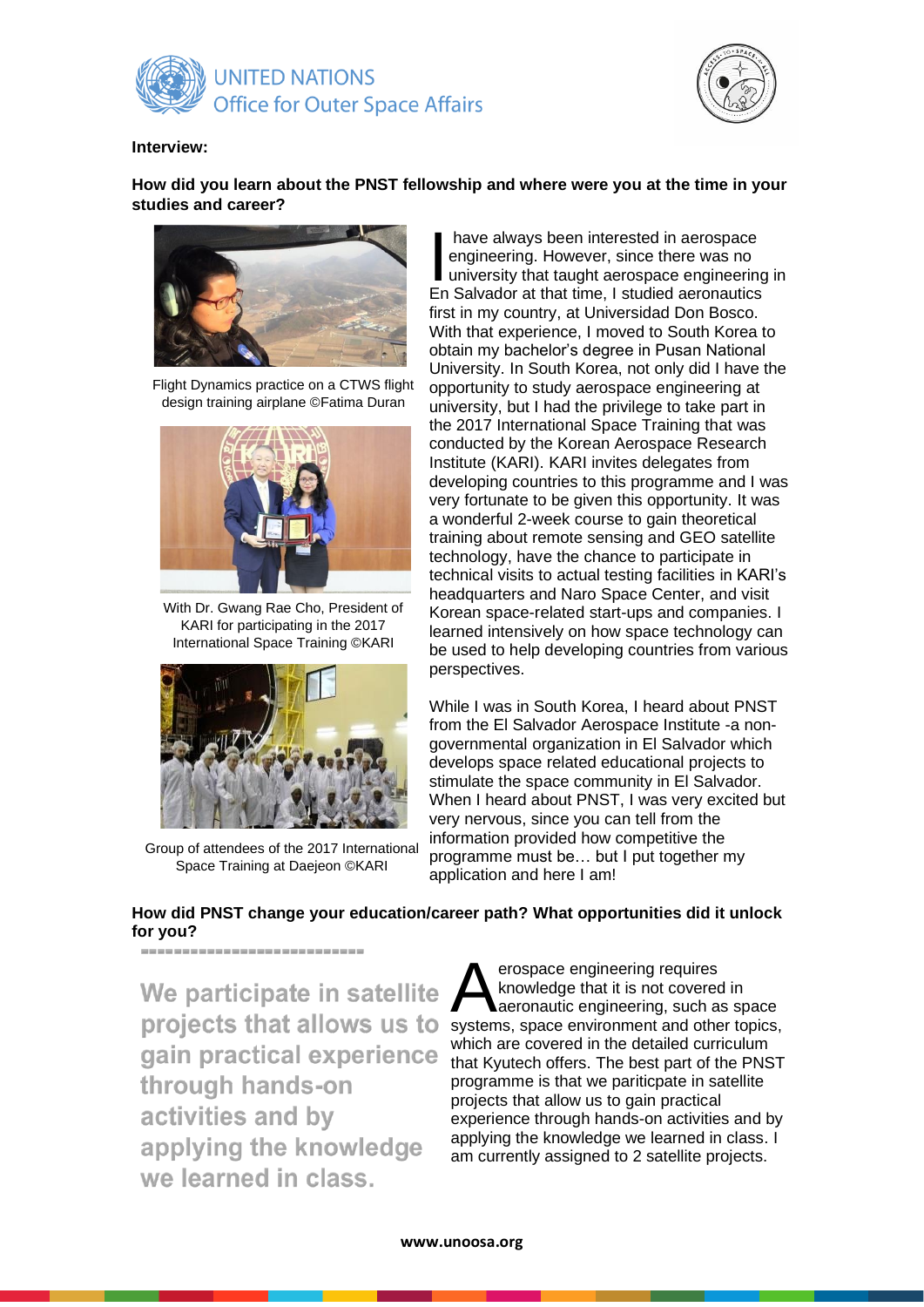**Interview:**

**How did you learn about the PNST fellowship and where were you at the time in your studies and career?**

Flight Dynamics practice on a CTWS flight design training airplane ©Fatima Duran

With Dr. Gwang Rae Cho, President of KARI for participating in the 2017 International Space Training ©KARI

Group of attendees of the 2017 International Space Training at Daejeon ©KARI

I have always been interested in aerospace engineering. However, since there was no university that taught aerospace engineering in En Salvador at that time, I studied aeronautics first in my country, at Universidad Don Bosco. With that experience, I moved to South Korea to obtain my bachelor's degree in Pusan National University. In South Korea, not only did I have the opportunity to study aerospace engineering at university, but I had the privilege to take part in the 2017 International Space Training that was conducted by the Korean Aerospace Research Institute (KARI). KARI invites delegates from developing countries to this programme and I was very fortunate to be given this opportunity. It was a wonderful 2-week course to gain theoretical training about remote sensing and GEO satellite technology, have the chance to participate in technical visits to actual testing facilities in KARI's headquarters and Naro Space Center, and visit Korean space-related start-ups and companies. I learned intensively on how space technology can be used to help developing countries from various perspectives.

While I was in South Korea, I heard about PNST from the El Salvador Aerospace Institute -a non-governmental organization in El Salvador which develops space related educational projects to stimulate the space community in El Salvador. When I heard about PNST, I was very excited but very nervous, since you can tell from the information provided how competitive the programme must be… but I put together my application and here I am!

**How did PNST change your education/career path? What opportunities did it unlock for you?**

> We participate in satellite projects that allows us to gain practical experience through hands-on activities and by applying the knowledge we learned in class.

Aerospace engineering requires knowledge that it is not covered in aeronautic engineering, such as space systems, space environment and other topics, which are covered in the detailed curriculum that Kyutech offers. The best part of the PNST programme is that we pariticpate in satellite projects that allow us to gain practical experience through hands-on activities and by applying the knowledge we learned in class. I am currently assigned to 2 satellite projects.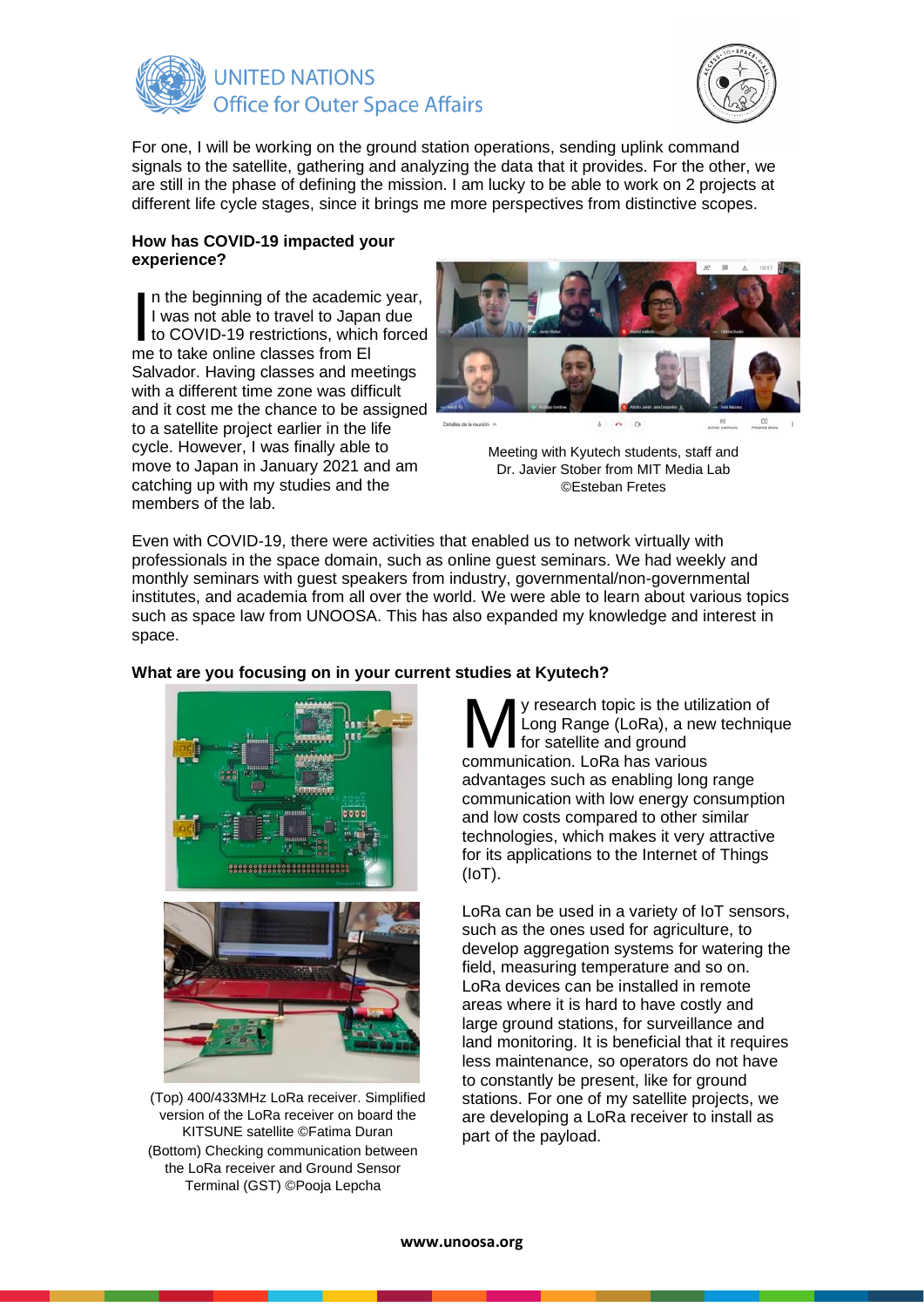For one, I will be working on the ground station operations, sending uplink command signals to the satellite, gathering and analyzing the data that it provides. For the other, we are still in the phase of defining the mission. I am lucky to be able to work on 2 projects at different life cycle stages, since it brings me more perspectives from distinctive scopes.

**How has COVID-19 impacted your experience?**

In the beginning of the academic year, I was not able to travel to Japan due to COVID-19 restrictions, which forced me to take online classes from El Salvador. Having classes and meetings with a different time zone was difficult and it cost me the chance to be assigned to a satellite project earlier in the life cycle. However, I was finally able to move to Japan in January 2021 and am catching up with my studies and the members of the lab.

Meeting with Kyutech students, staff and Dr. Javier Stober from MIT Media Lab ©Esteban Fretes

Even with COVID-19, there were activities that enabled us to network virtually with professionals in the space domain, such as online guest seminars. We had weekly and monthly seminars with guest speakers from industry, governmental/non-governmental institutes, and academia from all over the world. We were able to learn about various topics such as space law from UNOOSA. This has also expanded my knowledge and interest in space.

**What are you focusing on in your current studies at Kyutech?**

My research topic is the utilization of Long Range (LoRa), a new technique for satellite and ground communication. LoRa has various advantages such as enabling long range communication with low energy consumption and low costs compared to other similar technologies, which makes it very attractive for its applications to the Internet of Things (IoT).

LoRa can be used in a variety of IoT sensors, such as the ones used for agriculture, to develop aggregation systems for watering the field, measuring temperature and so on. LoRa devices can be installed in remote areas where it is hard to have costly and large ground stations, for surveillance and land monitoring. It is beneficial that it requires less maintenance, so operators do not have to constantly be present, like for ground stations. For one of my satellite projects, we are developing a LoRa receiver to install as part of the payload.

(Top) 400/433MHz LoRa receiver. Simplified version of the LoRa receiver on board the KITSUNE satellite ©Fatima Duran
(Bottom) Checking communication between the LoRa receiver and Ground Sensor Terminal (GST) ©Pooja Lepcha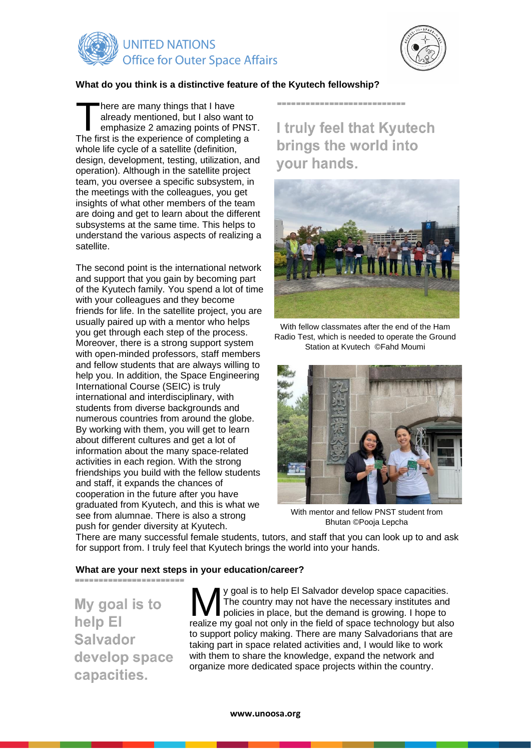### What do you think is a distinctive feature of the Kyutech fellowship?

There are many things that I have already mentioned, but I also want to emphasize 2 amazing points of PNST. The first is the experience of completing a whole life cycle of a satellite (definition, design, development, testing, utilization, and operation). Although in the satellite project team, you oversee a specific subsystem, in the meetings with the colleagues, you get insights of what other members of the team are doing and get to learn about the different subsystems at the same time. This helps to understand the various aspects of realizing a satellite.

The second point is the international network and support that you gain by becoming part of the Kyutech family. You spend a lot of time with your colleagues and they become friends for life. In the satellite project, you are usually paired up with a mentor who helps you get through each step of the process. Moreover, there is a strong support system with open-minded professors, staff members and fellow students that are always willing to help you. In addition, the Space Engineering International Course (SEIC) is truly international and interdisciplinary, with students from diverse backgrounds and numerous countries from around the globe. By working with them, you will get to learn about different cultures and get a lot of information about the many space-related activities in each region. With the strong friendships you build with the fellow students and staff, it expands the chances of cooperation in the future after you have graduated from Kyutech, and this is what we see from alumnae. There is also a strong push for gender diversity at Kyutech. There are many successful female students, tutors, and staff that you can look up to and ask for support from. I truly feel that Kyutech brings the world into your hands.

**I truly feel that Kyutech brings the world into your hands.**

With fellow classmates after the end of the Ham Radio Test, which is needed to operate the Ground Station at Kyutech ©Fahd Moumi

With mentor and fellow PNST student from Bhutan ©Pooja Lepcha

### What are your next steps in your education/career?

**My goal is to help El Salvador develop space capacities.**

My goal is to help El Salvador develop space capacities. The country may not have the necessary institutes and policies in place, but the demand is growing. I hope to realize my goal not only in the field of space technology but also to support policy making. There are many Salvadorians that are taking part in space related activities and, I would like to work with them to share the knowledge, expand the network and organize more dedicated space projects within the country.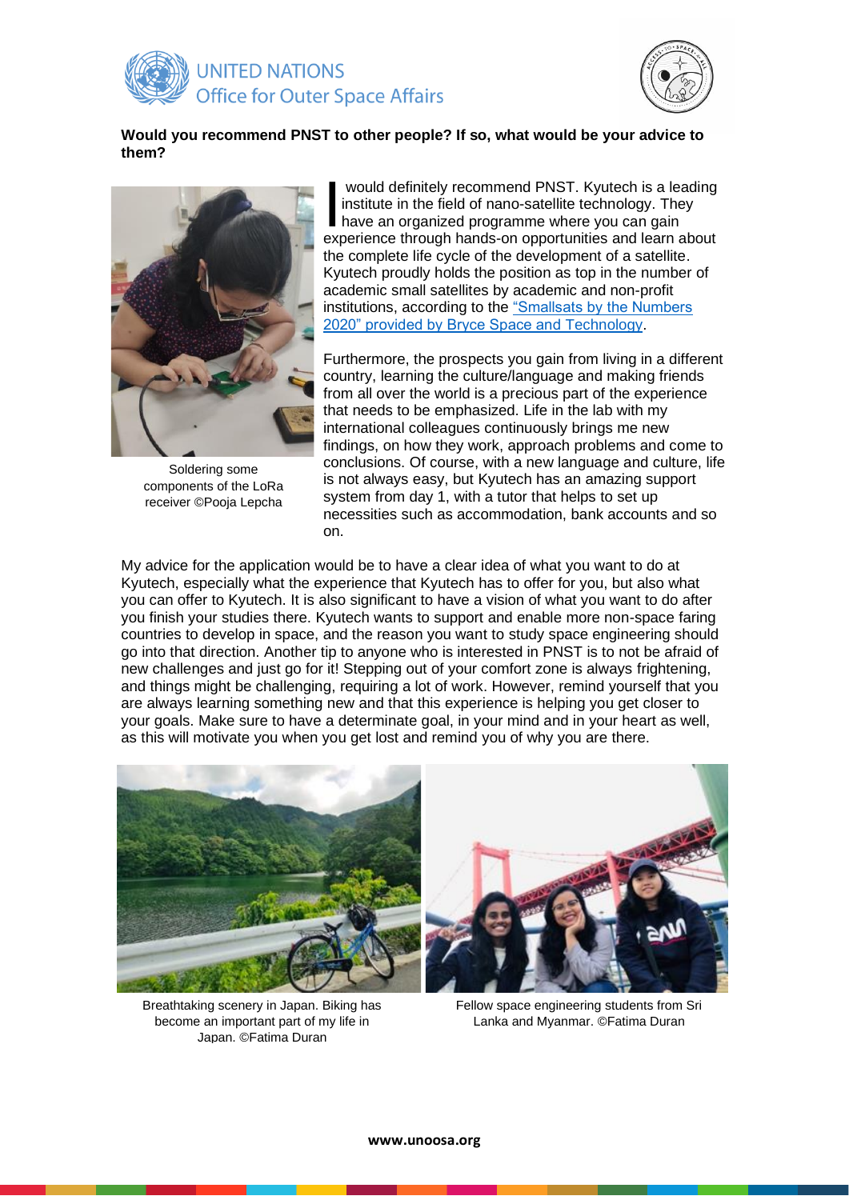**Would you recommend PNST to other people? If so, what would be your advice to them?**

Soldering some components of the LoRa receiver ©Pooja Lepcha

I would definitely recommend PNST. Kyutech is a leading institute in the field of nano-satellite technology. They have an organized programme where you can gain experience through hands-on opportunities and learn about the complete life cycle of the development of a satellite. Kyutech proudly holds the position as top in the number of academic small satellites by academic and non-profit institutions, according to the "Smallsats by the Numbers 2020" provided by Bryce Space and Technology.

Furthermore, the prospects you gain from living in a different country, learning the culture/language and making friends from all over the world is a precious part of the experience that needs to be emphasized. Life in the lab with my international colleagues continuously brings me new findings, on how they work, approach problems and come to conclusions. Of course, with a new language and culture, life is not always easy, but Kyutech has an amazing support system from day 1, with a tutor that helps to set up necessities such as accommodation, bank accounts and so on.

My advice for the application would be to have a clear idea of what you want to do at Kyutech, especially what the experience that Kyutech has to offer for you, but also what you can offer to Kyutech. It is also significant to have a vision of what you want to do after you finish your studies there. Kyutech wants to support and enable more non-space faring countries to develop in space, and the reason you want to study space engineering should go into that direction. Another tip to anyone who is interested in PNST is to not be afraid of new challenges and just go for it! Stepping out of your comfort zone is always frightening, and things might be challenging, requiring a lot of work. However, remind yourself that you are always learning something new and that this experience is helping you get closer to your goals. Make sure to have a determinate goal, in your mind and in your heart as well, as this will motivate you when you get lost and remind you of why you are there.

Breathtaking scenery in Japan. Biking has become an important part of my life in Japan. ©Fatima Duran

Fellow space engineering students from Sri Lanka and Myanmar. ©Fatima Duran